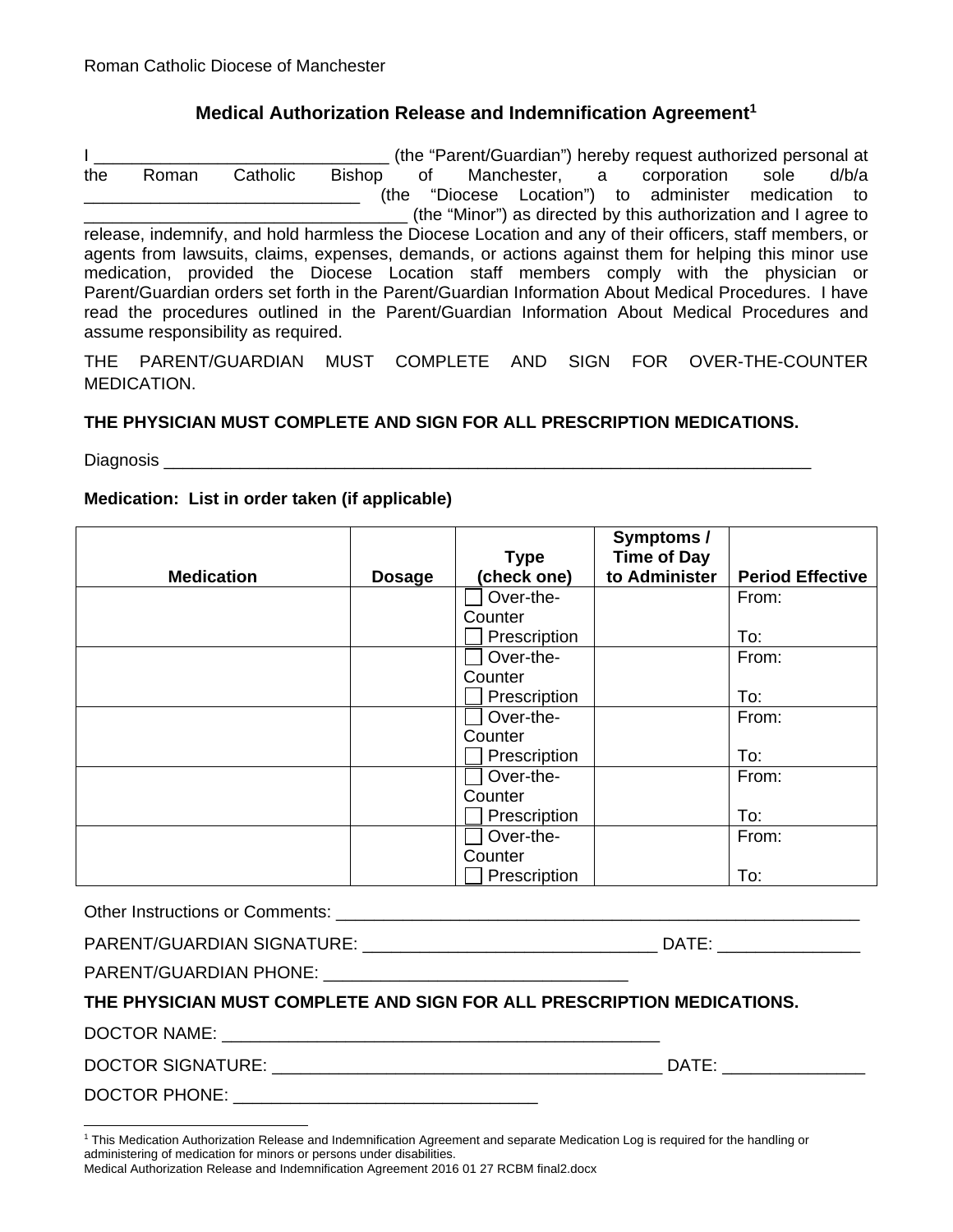Roman Catholic Diocese of Manchester

## Medical Authorization Release and Indemnification Agreement[1]

I ______________________________ (the "Parent/Guardian") hereby request authorized personal at the Roman Catholic Bishop of Manchester, a corporation sole d/b/a ____________________________ (the "Diocese Location") to administer medication to _________________________________ (the "Minor") as directed by this authorization and I agree to release, indemnify, and hold harmless the Diocese Location and any of their officers, staff members, or agents from lawsuits, claims, expenses, demands, or actions against them for helping this minor use medication, provided the Diocese Location staff members comply with the physician or Parent/Guardian orders set forth in the Parent/Guardian Information About Medical Procedures. I have read the procedures outlined in the Parent/Guardian Information About Medical Procedures and assume responsibility as required.

THE PARENT/GUARDIAN MUST COMPLETE AND SIGN FOR OVER-THE-COUNTER MEDICATION.

**THE PHYSICIAN MUST COMPLETE AND SIGN FOR ALL PRESCRIPTION MEDICATIONS.**

Diagnosis ___________________________________________________________________

**Medication: List in order taken (if applicable)**

| Medication | Dosage | Type (check one) | Symptoms / Time of Day to Administer | Period Effective |
|---|---|---|---|---|
| | | ☐ Over-the-Counter ☐ Prescription | | From: To: |
| | | ☐ Over-the-Counter ☐ Prescription | | From: To: |
| | | ☐ Over-the-Counter ☐ Prescription | | From: To: |
| | | ☐ Over-the-Counter ☐ Prescription | | From: To: |
| | | ☐ Over-the-Counter ☐ Prescription | | From: To: |

Other Instructions or Comments: _______________________________________________________

PARENT/GUARDIAN SIGNATURE: _______________________________ DATE: _______________

PARENT/GUARDIAN PHONE: ________________________________

**THE PHYSICIAN MUST COMPLETE AND SIGN FOR ALL PRESCRIPTION MEDICATIONS.**

DOCTOR NAME: _______________________________________________

DOCTOR SIGNATURE: _________________________________________ DATE: _______________

DOCTOR PHONE: ________________________________

[1] This Medication Authorization Release and Indemnification Agreement and separate Medication Log is required for the handling or administering of medication for minors or persons under disabilities.

Medical Authorization Release and Indemnification Agreement 2016 01 27 RCBM final2.docx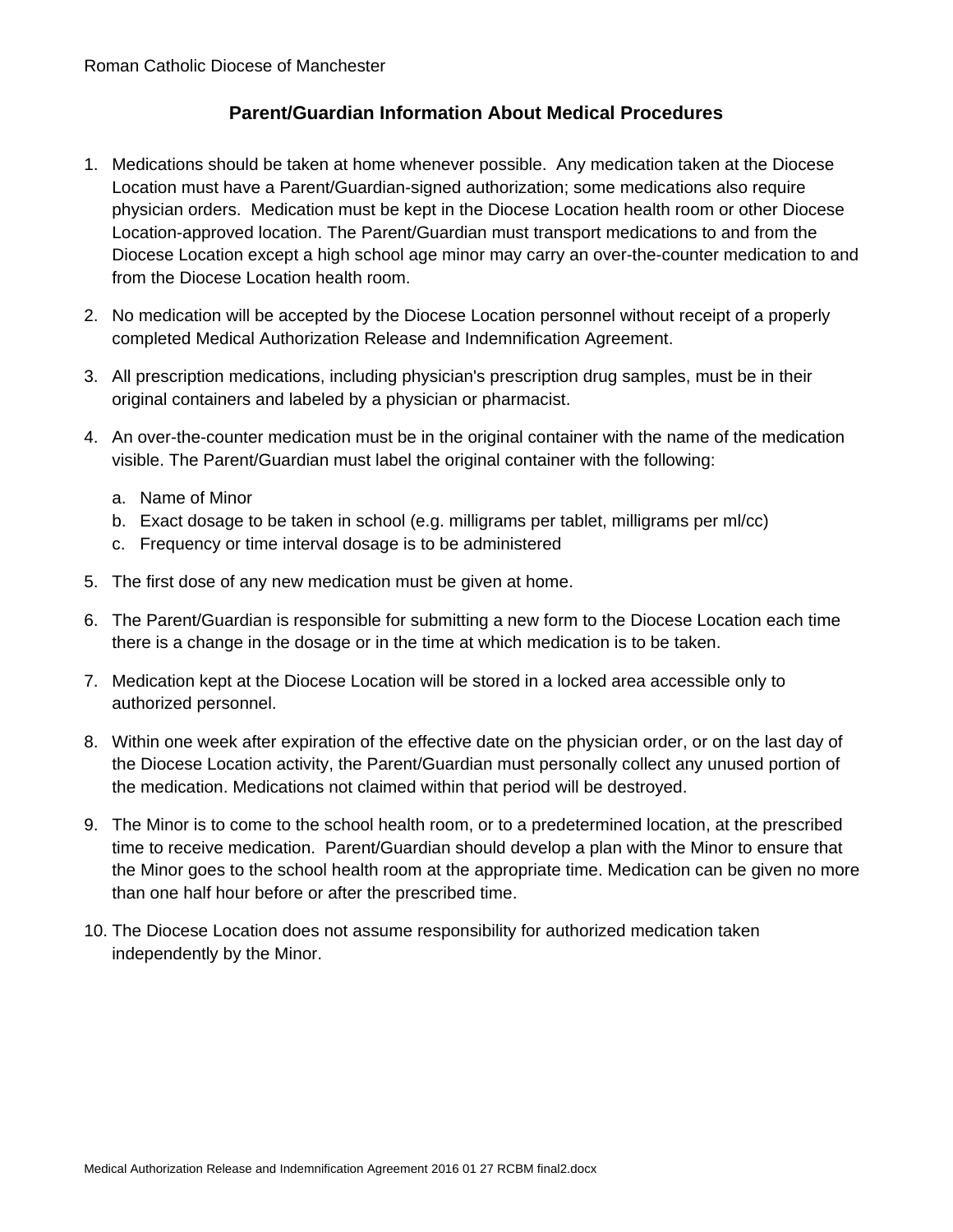Roman Catholic Diocese of Manchester

## Parent/Guardian Information About Medical Procedures

1. Medications should be taken at home whenever possible. Any medication taken at the Diocese Location must have a Parent/Guardian-signed authorization; some medications also require physician orders. Medication must be kept in the Diocese Location health room or other Diocese Location-approved location. The Parent/Guardian must transport medications to and from the Diocese Location except a high school age minor may carry an over-the-counter medication to and from the Diocese Location health room.

2. No medication will be accepted by the Diocese Location personnel without receipt of a properly completed Medical Authorization Release and Indemnification Agreement.

3. All prescription medications, including physician's prescription drug samples, must be in their original containers and labeled by a physician or pharmacist.

4. An over-the-counter medication must be in the original container with the name of the medication visible. The Parent/Guardian must label the original container with the following:

   a. Name of Minor
   b. Exact dosage to be taken in school (e.g. milligrams per tablet, milligrams per ml/cc)
   c. Frequency or time interval dosage is to be administered

5. The first dose of any new medication must be given at home.

6. The Parent/Guardian is responsible for submitting a new form to the Diocese Location each time there is a change in the dosage or in the time at which medication is to be taken.

7. Medication kept at the Diocese Location will be stored in a locked area accessible only to authorized personnel.

8. Within one week after expiration of the effective date on the physician order, or on the last day of the Diocese Location activity, the Parent/Guardian must personally collect any unused portion of the medication. Medications not claimed within that period will be destroyed.

9. The Minor is to come to the school health room, or to a predetermined location, at the prescribed time to receive medication. Parent/Guardian should develop a plan with the Minor to ensure that the Minor goes to the school health room at the appropriate time. Medication can be given no more than one half hour before or after the prescribed time.

10. The Diocese Location does not assume responsibility for authorized medication taken independently by the Minor.

Medical Authorization Release and Indemnification Agreement 2016 01 27 RCBM final2.docx